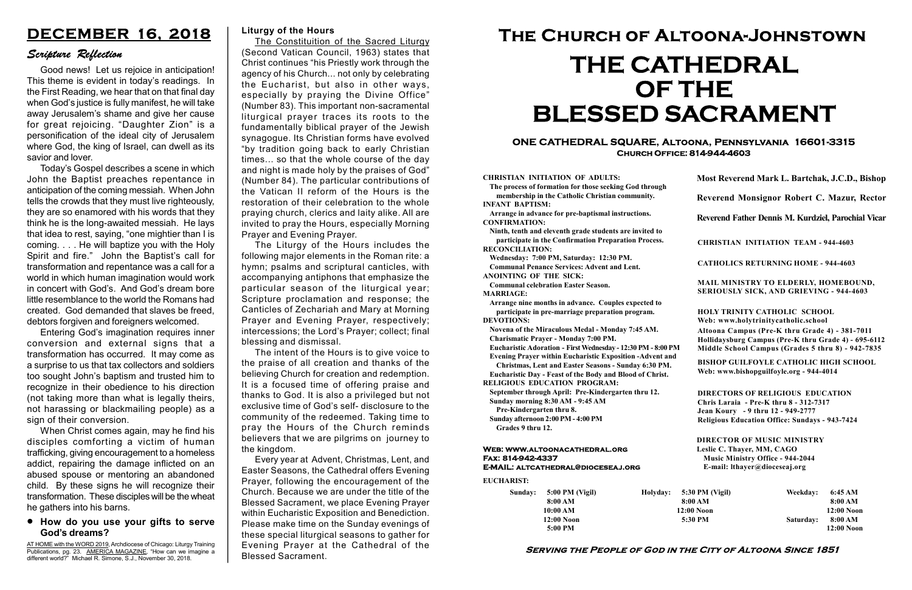# DECEMBER 16, 2018

## *Scripture Reflection*

Good news! Let us rejoice in anticipation! This theme is evident in today's readings. In the First Reading, we hear that on that final day when God's justice is fully manifest, he will take away Jerusalem's shame and give her cause for great rejoicing. "Daughter Zion" is a personification of the ideal city of Jerusalem where God, the king of Israel, can dwell as its savior and lover.

Today's Gospel describes a scene in which John the Baptist preaches repentance in anticipation of the coming messiah. When John tells the crowds that they must live righteously, they are so enamored with his words that they think he is the long-awaited messiah. He lays that idea to rest, saying, "one mightier than I is coming. . . . He will baptize you with the Holy Spirit and fire." John the Baptist's call for transformation and repentance was a call for a world in which human imagination would work in concert with God's. And God's dream bore little resemblance to the world the Romans had created. God demanded that slaves be freed, debtors forgiven and foreigners welcomed.

Entering God's imagination requires inner conversion and external signs that a transformation has occurred. It may come as a surprise to us that tax collectors and soldiers too sought John's baptism and trusted him to recognize in their obedience to his direction (not taking more than what is legally theirs, not harassing or blackmailing people) as a sign of their conversion.

When Christ comes again, may he find his disciples comforting a victim of human trafficking, giving encouragement to a homeless addict, repairing the damage inflicted on an abused spouse or mentoring an abandoned child. By these signs he will recognize their transformation. These disciples will be the wheat he gathers into his barns.

- **How do you use your gifts to serve God's dreams?**

AT HOME with the WORD 2019, Archdiocese of Chicago: Liturgy Training Publications, pg. 23. AMERICA MAGAZINE, "How can we imagine a different world?" Michael R. Simone, S.J., November 30, 2018.

### Liturgy of the Hours

The Constituition of the Sacred Liturgy (Second Vatican Council, 1963) states that Christ continues "his Priestly work through the agency of his Church... not only by celebrating the Eucharist, but also in other ways, especially by praying the Divine Office" (Number 83). This important non-sacramental liturgical prayer traces its roots to the fundamentally biblical prayer of the Jewish synagogue. Its Christian forms have evolved "by tradition going back to early Christian times... so that the whole course of the day and night is made holy by the praises of God" (Number 84). The particular contributions of the Vatican II reform of the Hours is the restoration of their celebration to the whole praying church, clerics and laity alike. All are invited to pray the Hours, especially Morning Prayer and Evening Prayer.

The Liturgy of the Hours includes the following major elements in the Roman rite: a hymn; psalms and scriptural canticles, with accompanying antiphons that emphasize the particular season of the liturgical year; Scripture proclamation and response; the Canticles of Zechariah and Mary at Morning Prayer and Evening Prayer, respectively; intercessions; the Lord's Prayer; collect; final blessing and dismissal.

The intent of the Hours is to give voice to the praise of all creation and thanks of the believing Church for creation and redemption. It is a focused time of offering praise and thanks to God. It is also a privileged but not exclusive time of God's self- disclosure to the community of the redeemed. Taking time to pray the Hours of the Church reminds believers that we are pilgrims on journey to the kingdom.

Every year at Advent, Christmas, Lent, and Easter Seasons, the Cathedral offers Evening Prayer, following the encouragement of the Church. Because we are under the title of the Blessed Sacrament, we place Evening Prayer within Eucharistic Exposition and Benediction. Please make time on the Sunday evenings of these special liturgical seasons to gather for Evening Prayer at the Cathedral of the Blessed Sacrament.

# The Church of Altoona-Johnstown

# THE CATHEDRAL OF THE BLESSED SACRAMENT

### ONE CATHEDRAL SQUARE, Altoona, Pennsylvania 16601-3315
**Church Office: 814-944-4603**

**CHRISTIAN INITIATION OF ADULTS:**
The process of formation for those seeking God through membership in the Catholic Christian community.
**INFANT BAPTISM:**
Arrange in advance for pre-baptismal instructions.
**CONFIRMATION:**
Ninth, tenth and eleventh grade students are invited to participate in the Confirmation Preparation Process.
**RECONCILIATION:**
Wednesday: 7:00 PM, Saturday: 12:30 PM.
Communal Penance Services: Advent and Lent.
**ANOINTING OF THE SICK:**
Communal celebration Easter Season.
**MARRIAGE:**
Arrange nine months in advance. Couples expected to participate in pre-marriage preparation program.
**DEVOTIONS:**
Novena of the Miraculous Medal - Monday 7:45 AM.
Charismatic Prayer - Monday 7:00 PM.
Eucharistic Adoration - First Wednesday - 12:30 PM - 8:00 PM
Evening Prayer within Eucharistic Exposition -Advent and Christmas, Lent and Easter Seasons - Sunday 6:30 PM.
Eucharistic Day - Feast of the Body and Blood of Christ.
**RELIGIOUS EDUCATION PROGRAM:**
September through April: Pre-Kindergarten thru 12.
Sunday morning 8:30 AM - 9:45 AM
Pre-Kindergarten thru 8.
Sunday afternoon 2:00 PM - 4:00 PM
Grades 9 thru 12.

**Web: www.altoonacathedral.org**
**Fax: 814-942-4337**
**E-MAIL: altcathedral@dioceseaj.org**

**Most Reverend Mark L. Bartchak, J.C.D., Bishop**

**Reverend Monsignor Robert C. Mazur, Rector**

**Reverend Father Dennis M. Kurdziel, Parochial Vicar**

**CHRISTIAN INITIATION TEAM - 944-4603**

**CATHOLICS RETURNING HOME - 944-4603**

**MAIL MINISTRY TO ELDERLY, HOMEBOUND, SERIOUSLY SICK, AND GRIEVING - 944-4603**

**HOLY TRINITY CATHOLIC SCHOOL**
**Web: www.holytrinitycatholic.school**
Altoona Campus (Pre-K thru Grade 4) - 381-7011
Hollidaysburg Campus (Pre-K thru Grade 4) - 695-6112
Middle School Campus (Grades 5 thru 8) - 942-7835

**BISHOP GUILFOYLE CATHOLIC HIGH SCHOOL**
**Web: www.bishopguilfoyle.org - 944-4014**

**DIRECTORS OF RELIGIOUS EDUCATION**
Chris Laraia - Pre-K thru 8 - 312-7317
Jean Koury - 9 thru 12 - 949-2777
Religious Education Office: Sundays - 943-7424

**DIRECTOR OF MUSIC MINISTRY**
Leslie C. Thayer, MM, CAGO
Music Ministry Office - 944-2044
E-mail: lthayer@dioceseaj.org

**EUCHARIST:**

| Sunday: | | Holyday: | | Weekday: | |
|---|---|---|---|---|---|
| | 5:00 PM (Vigil) | | 5:30 PM (Vigil) | | 6:45 AM |
| | 8:00 AM | | 8:00 AM | | 8:00 AM |
| | 10:00 AM | | 12:00 Noon | | 12:00 Noon |
| | 12:00 Noon | | 5:30 PM | Saturday: | 8:00 AM |
| | 5:00 PM | | | | 12:00 Noon |

**Serving the People of God in the City of Altoona Since 1851**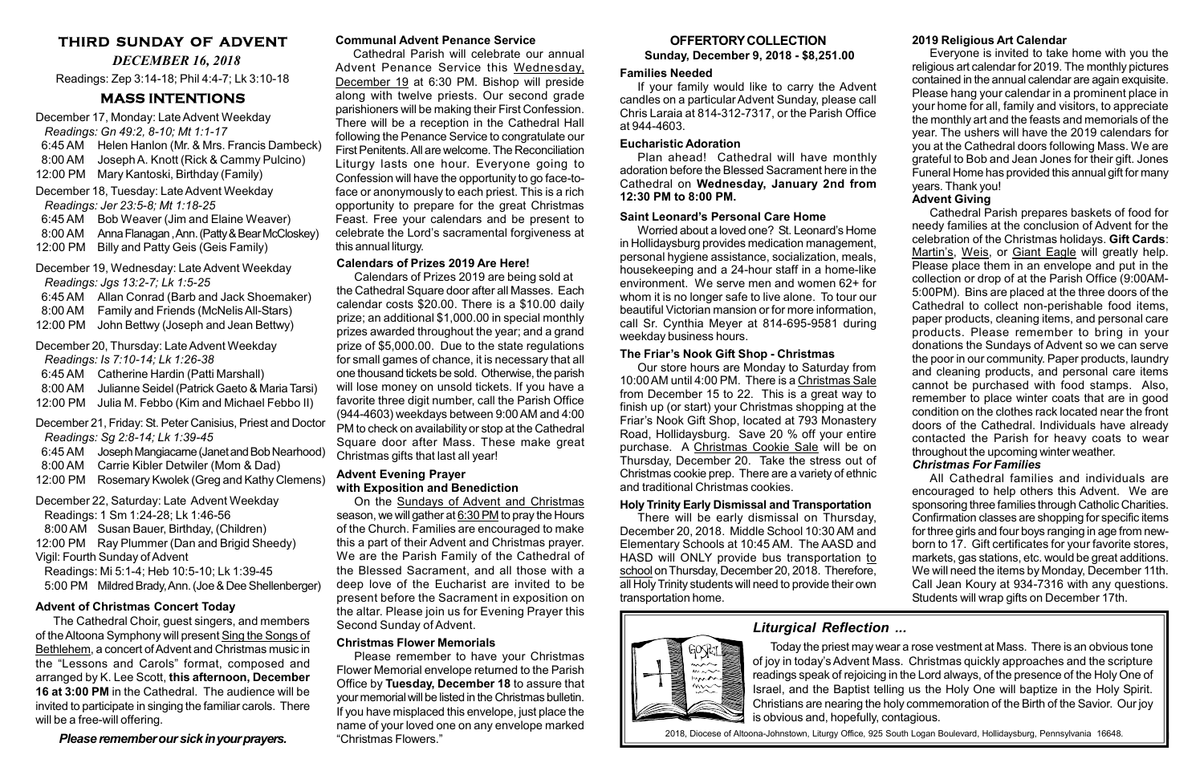# THIRD SUNDAY OF ADVENT

*DECEMBER 16, 2018*

Readings: Zep 3:14-18; Phil 4:4-7; Lk 3:10-18

## MASS INTENTIONS

December 17, Monday: Late Advent Weekday
*Readings: Gn 49:2, 8-10; Mt 1:1-17*
6:45 AM Helen Hanlon (Mr. & Mrs. Francis Dambeck)
8:00 AM Joseph A. Knott (Rick & Cammy Pulcino)
12:00 PM Mary Kantoski, Birthday (Family)

December 18, Tuesday: Late Advent Weekday
*Readings: Jer 23:5-8; Mt 1:18-25*
6:45 AM Bob Weaver (Jim and Elaine Weaver)
8:00 AM Anna Flanagan , Ann. (Patty & Bear McCloskey)
12:00 PM Billy and Patty Geis (Geis Family)

December 19, Wednesday: Late Advent Weekday
*Readings: Jgs 13:2-7; Lk 1:5-25*
6:45 AM Allan Conrad (Barb and Jack Shoemaker)
8:00 AM Family and Friends (McNelis All-Stars)
12:00 PM John Bettwy (Joseph and Jean Bettwy)

December 20, Thursday: Late Advent Weekday
*Readings: Is 7:10-14; Lk 1:26-38*
6:45 AM Catherine Hardin (Patti Marshall)
8:00 AM Julianne Seidel (Patrick Gaeto & Maria Tarsi)
12:00 PM Julia M. Febbo (Kim and Michael Febbo II)

December 21, Friday: St. Peter Canisius, Priest and Doctor
*Readings: Sg 2:8-14; Lk 1:39-45*
6:45 AM Joseph Mangiacarne (Janet and Bob Nearhood)
8:00 AM Carrie Kibler Detwiler (Mom & Dad)
12:00 PM Rosemary Kwolek (Greg and Kathy Clemens)

December 22, Saturday: Late Advent Weekday
Readings: 1 Sm 1:24-28; Lk 1:46-56
8:00 AM Susan Bauer, Birthday, (Children)
12:00 PM Ray Plummer (Dan and Brigid Sheedy)
Vigil: Fourth Sunday of Advent
Readings: Mi 5:1-4; Heb 10:5-10; Lk 1:39-45
5:00 PM Mildred Brady, Ann. (Joe & Dee Shellenberger)

### Advent of Christmas Concert Today

The Cathedral Choir, guest singers, and members of the Altoona Symphony will present Sing the Songs of Bethlehem, a concert of Advent and Christmas music in the "Lessons and Carols" format, composed and arranged by K. Lee Scott, **this afternoon, December 16 at 3:00 PM** in the Cathedral. The audience will be invited to participate in singing the familiar carols. There will be a free-will offering.

***Please remember our sick in your prayers.***

### Communal Advent Penance Service

Cathedral Parish will celebrate our annual Advent Penance Service this Wednesday, December 19 at 6:30 PM. Bishop will preside along with twelve priests. Our second grade parishioners will be making their First Confession. There will be a reception in the Cathedral Hall following the Penance Service to congratulate our First Penitents. All are welcome. The Reconciliation Liturgy lasts one hour. Everyone going to Confession will have the opportunity to go face-to-face or anonymously to each priest. This is a rich opportunity to prepare for the great Christmas Feast. Free your calendars and be present to celebrate the Lord's sacramental forgiveness at this annual liturgy.

### Calendars of Prizes 2019 Are Here!

Calendars of Prizes 2019 are being sold at the Cathedral Square door after all Masses. Each calendar costs $20.00. There is a $10.00 daily prize; an additional $1,000.00 in special monthly prizes awarded throughout the year; and a grand prize of $5,000.00. Due to the state regulations for small games of chance, it is necessary that all one thousand tickets be sold. Otherwise, the parish will lose money on unsold tickets. If you have a favorite three digit number, call the Parish Office (944-4603) weekdays between 9:00 AM and 4:00 PM to check on availability or stop at the Cathedral Square door after Mass. These make great Christmas gifts that last all year!

### Advent Evening Prayer with Exposition and Benediction

On the Sundays of Advent and Christmas season, we will gather at 6:30 PM to pray the Hours of the Church. Families are encouraged to make this a part of their Advent and Christmas prayer. We are the Parish Family of the Cathedral of the Blessed Sacrament, and all those with a deep love of the Eucharist are invited to be present before the Sacrament in exposition on the altar. Please join us for Evening Prayer this Second Sunday of Advent.

### Christmas Flower Memorials

Please remember to have your Christmas Flower Memorial envelope returned to the Parish Office by **Tuesday, December 18** to assure that your memorial will be listed in the Christmas bulletin. If you have misplaced this envelope, just place the name of your loved one on any envelope marked "Christmas Flowers."

### OFFERTORY COLLECTION
**Sunday, December 9, 2018 - $8,251.00**

### Families Needed

If your family would like to carry the Advent candles on a particular Advent Sunday, please call Chris Laraia at 814-312-7317, or the Parish Office at 944-4603.

### Eucharistic Adoration

Plan ahead! Cathedral will have monthly adoration before the Blessed Sacrament here in the Cathedral on **Wednesday, January 2nd from 12:30 PM to 8:00 PM.**

### Saint Leonard's Personal Care Home

Worried about a loved one? St. Leonard's Home in Hollidaysburg provides medication management, personal hygiene assistance, socialization, meals, housekeeping and a 24-hour staff in a home-like environment. We serve men and women 62+ for whom it is no longer safe to live alone. To tour our beautiful Victorian mansion or for more information, call Sr. Cynthia Meyer at 814-695-9581 during weekday business hours.

### The Friar's Nook Gift Shop - Christmas

Our store hours are Monday to Saturday from 10:00 AM until 4:00 PM. There is a Christmas Sale from December 15 to 22. This is a great way to finish up (or start) your Christmas shopping at the Friar's Nook Gift Shop, located at 793 Monastery Road, Hollidaysburg. Save 20 % off your entire purchase. A Christmas Cookie Sale will be on Thursday, December 20. Take the stress out of Christmas cookie prep. There are a variety of ethnic and traditional Christmas cookies.

### Holy Trinity Early Dismissal and Transportation

There will be early dismissal on Thursday, December 20, 2018. Middle School 10:30 AM and Elementary Schools at 10:45 AM. The AASD and HASD will ONLY provide bus transportation to school on Thursday, December 20, 2018. Therefore, all Holy Trinity students will need to provide their own transportation home.

### 2019 Religious Art Calendar

Everyone is invited to take home with you the religious art calendar for 2019. The monthly pictures contained in the annual calendar are again exquisite. Please hang your calendar in a prominent place in your home for all, family and visitors, to appreciate the monthly art and the feasts and memorials of the year. The ushers will have the 2019 calendars for you at the Cathedral doors following Mass. We are grateful to Bob and Jean Jones for their gift. Jones Funeral Home has provided this annual gift for many years. Thank you!

### Advent Giving

Cathedral Parish prepares baskets of food for needy families at the conclusion of Advent for the celebration of the Christmas holidays. **Gift Cards**: Martin's, Weis, or Giant Eagle will greatly help. Please place them in an envelope and put in the collection or drop of at the Parish Office (9:00AM-5:00PM). Bins are placed at the three doors of the Cathedral to collect non-perishable food items, paper products, cleaning items, and personal care products. Please remember to bring in your donations the Sundays of Advent so we can serve the poor in our community. Paper products, laundry and cleaning products, and personal care items cannot be purchased with food stamps. Also, remember to place winter coats that are in good condition on the clothes rack located near the front doors of the Cathedral. Individuals have already contacted the Parish for heavy coats to wear throughout the upcoming winter weather.

***Christmas For Families***

All Cathedral families and individuals are encouraged to help others this Advent. We are sponsoring three families through Catholic Charities. Confirmation classes are shopping for specific items for three girls and four boys ranging in age from newborn to 17. Gift certificates for your favorite stores, markets, gas stations, etc. would be great additions. We will need the items by Monday, December 11th. Call Jean Koury at 934-7316 with any questions. Students will wrap gifts on December 17th.

### *Liturgical Reflection ...*

Today the priest may wear a rose vestment at Mass. There is an obvious tone of joy in today's Advent Mass. Christmas quickly approaches and the scripture readings speak of rejoicing in the Lord always, of the presence of the Holy One of Israel, and the Baptist telling us the Holy One will baptize in the Holy Spirit. Christians are nearing the holy commemoration of the Birth of the Savior. Our joy is obvious and, hopefully, contagious.

2018, Diocese of Altoona-Johnstown, Liturgy Office, 925 South Logan Boulevard, Hollidaysburg, Pennsylvania 16648.